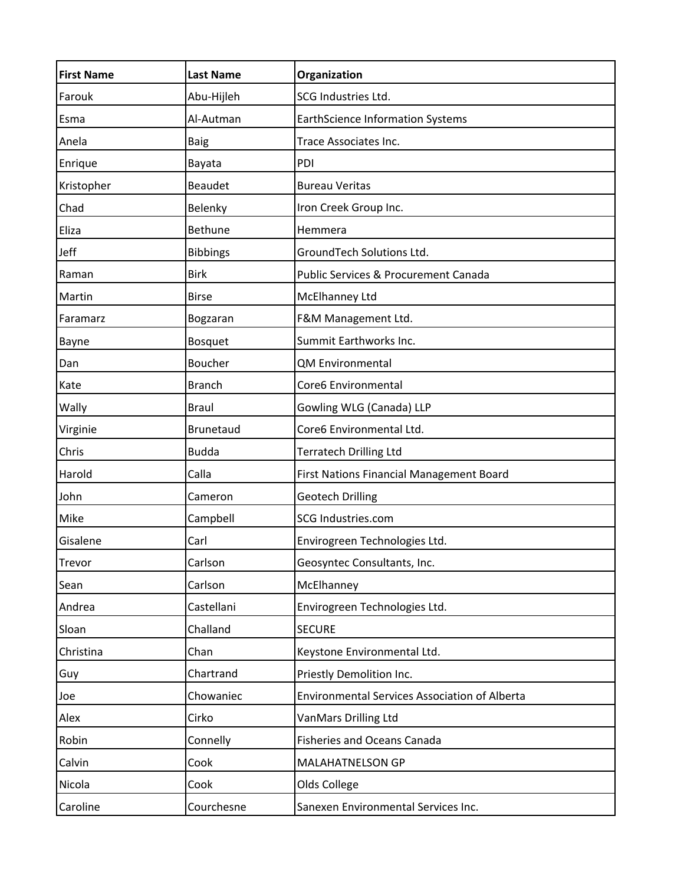| First Name | Last Name | Organization |
| --- | --- | --- |
| Farouk | Abu-Hijleh | SCG Industries Ltd. |
| Esma | Al-Autman | EarthScience Information Systems |
| Anela | Baig | Trace Associates Inc. |
| Enrique | Bayata | PDI |
| Kristopher | Beaudet | Bureau Veritas |
| Chad | Belenky | Iron Creek Group Inc. |
| Eliza | Bethune | Hemmera |
| Jeff | Bibbings | GroundTech Solutions Ltd. |
| Raman | Birk | Public Services & Procurement Canada |
| Martin | Birse | McElhanney Ltd |
| Faramarz | Bogzaran | F&M Management Ltd. |
| Bayne | Bosquet | Summit Earthworks Inc. |
| Dan | Boucher | QM Environmental |
| Kate | Branch | Core6 Environmental |
| Wally | Braul | Gowling WLG (Canada) LLP |
| Virginie | Brunetaud | Core6 Environmental Ltd. |
| Chris | Budda | Terratech Drilling Ltd |
| Harold | Calla | First Nations Financial Management Board |
| John | Cameron | Geotech Drilling |
| Mike | Campbell | SCG Industries.com |
| Gisalene | Carl | Envirogreen Technologies Ltd. |
| Trevor | Carlson | Geosyntec Consultants, Inc. |
| Sean | Carlson | McElhanney |
| Andrea | Castellani | Envirogreen Technologies Ltd. |
| Sloan | Challand | SECURE |
| Christina | Chan | Keystone Environmental Ltd. |
| Guy | Chartrand | Priestly Demolition Inc. |
| Joe | Chowaniec | Environmental Services Association of Alberta |
| Alex | Cirko | VanMars Drilling Ltd |
| Robin | Connelly | Fisheries and Oceans Canada |
| Calvin | Cook | MALAHATNELSON GP |
| Nicola | Cook | Olds College |
| Caroline | Courchesne | Sanexen Environmental Services Inc. |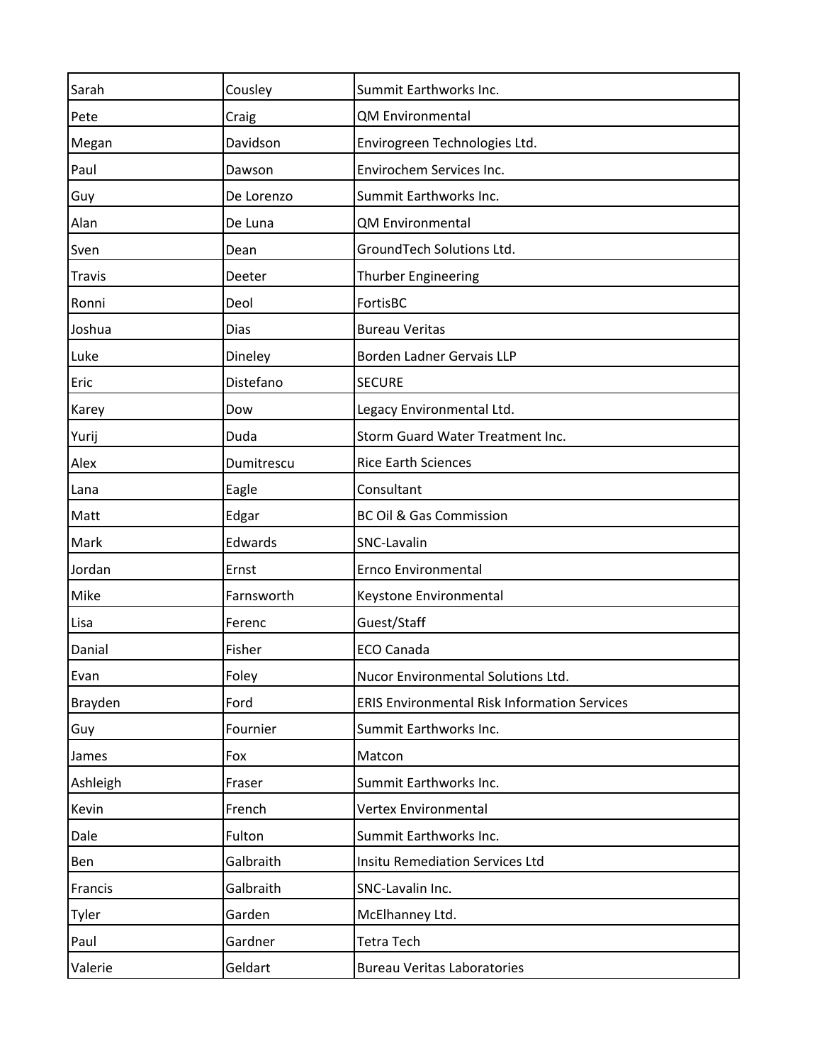| Sarah | Cousley | Summit Earthworks Inc. |
| --- | --- | --- |
| Pete | Craig | QM Environmental |
| Megan | Davidson | Envirogreen Technologies Ltd. |
| Paul | Dawson | Envirochem Services Inc. |
| Guy | De Lorenzo | Summit Earthworks Inc. |
| Alan | De Luna | QM Environmental |
| Sven | Dean | GroundTech Solutions Ltd. |
| Travis | Deeter | Thurber Engineering |
| Ronni | Deol | FortisBC |
| Joshua | Dias | Bureau Veritas |
| Luke | Dineley | Borden Ladner Gervais LLP |
| Eric | Distefano | SECURE |
| Karey | Dow | Legacy Environmental Ltd. |
| Yurij | Duda | Storm Guard Water Treatment Inc. |
| Alex | Dumitrescu | Rice Earth Sciences |
| Lana | Eagle | Consultant |
| Matt | Edgar | BC Oil & Gas Commission |
| Mark | Edwards | SNC-Lavalin |
| Jordan | Ernst | Ernco Environmental |
| Mike | Farnsworth | Keystone Environmental |
| Lisa | Ferenc | Guest/Staff |
| Danial | Fisher | ECO Canada |
| Evan | Foley | Nucor Environmental Solutions Ltd. |
| Brayden | Ford | ERIS Environmental Risk Information Services |
| Guy | Fournier | Summit Earthworks Inc. |
| James | Fox | Matcon |
| Ashleigh | Fraser | Summit Earthworks Inc. |
| Kevin | French | Vertex Environmental |
| Dale | Fulton | Summit Earthworks Inc. |
| Ben | Galbraith | Insitu Remediation Services Ltd |
| Francis | Galbraith | SNC-Lavalin Inc. |
| Tyler | Garden | McElhanney Ltd. |
| Paul | Gardner | Tetra Tech |
| Valerie | Geldart | Bureau Veritas Laboratories |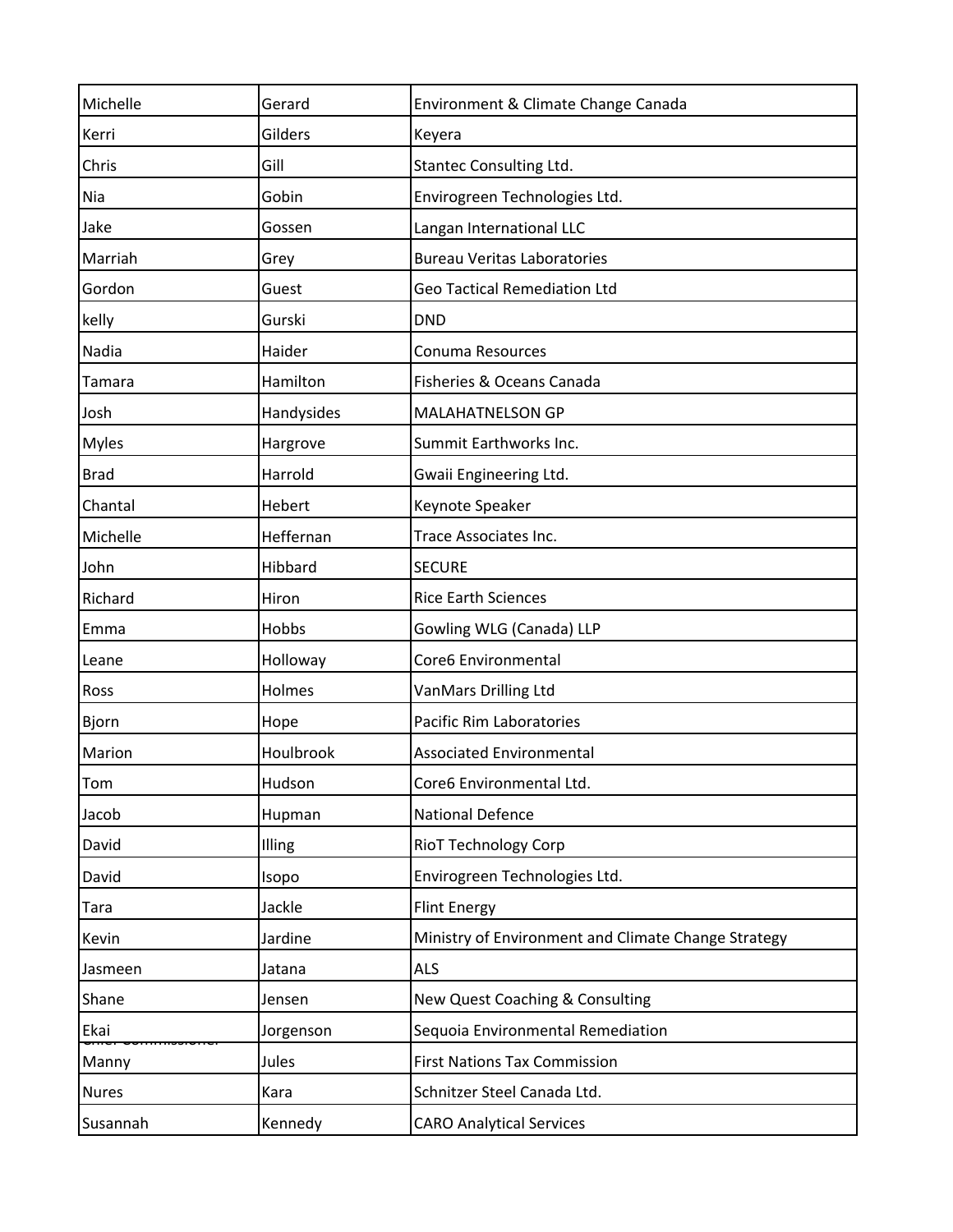| | | |
|---|---|---|
| Michelle | Gerard | Environment & Climate Change Canada |
| Kerri | Gilders | Keyera |
| Chris | Gill | Stantec Consulting Ltd. |
| Nia | Gobin | Envirogreen Technologies Ltd. |
| Jake | Gossen | Langan International LLC |
| Marriah | Grey | Bureau Veritas Laboratories |
| Gordon | Guest | Geo Tactical Remediation Ltd |
| kelly | Gurski | DND |
| Nadia | Haider | Conuma Resources |
| Tamara | Hamilton | Fisheries & Oceans Canada |
| Josh | Handysides | MALAHATNELSON GP |
| Myles | Hargrove | Summit Earthworks Inc. |
| Brad | Harrold | Gwaii Engineering Ltd. |
| Chantal | Hebert | Keynote Speaker |
| Michelle | Heffernan | Trace Associates Inc. |
| John | Hibbard | SECURE |
| Richard | Hiron | Rice Earth Sciences |
| Emma | Hobbs | Gowling WLG (Canada) LLP |
| Leane | Holloway | Core6 Environmental |
| Ross | Holmes | VanMars Drilling Ltd |
| Bjorn | Hope | Pacific Rim Laboratories |
| Marion | Houlbrook | Associated Environmental |
| Tom | Hudson | Core6 Environmental Ltd. |
| Jacob | Hupman | National Defence |
| David | Illing | RioT Technology Corp |
| David | Isopo | Envirogreen Technologies Ltd. |
| Tara | Jackle | Flint Energy |
| Kevin | Jardine | Ministry of Environment and Climate Change Strategy |
| Jasmeen | Jatana | ALS |
| Shane | Jensen | New Quest Coaching & Consulting |
| Ekai | Jorgenson | Sequoia Environmental Remediation |
| Manny | Jules | First Nations Tax Commission |
| Nures | Kara | Schnitzer Steel Canada Ltd. |
| Susannah | Kennedy | CARO Analytical Services |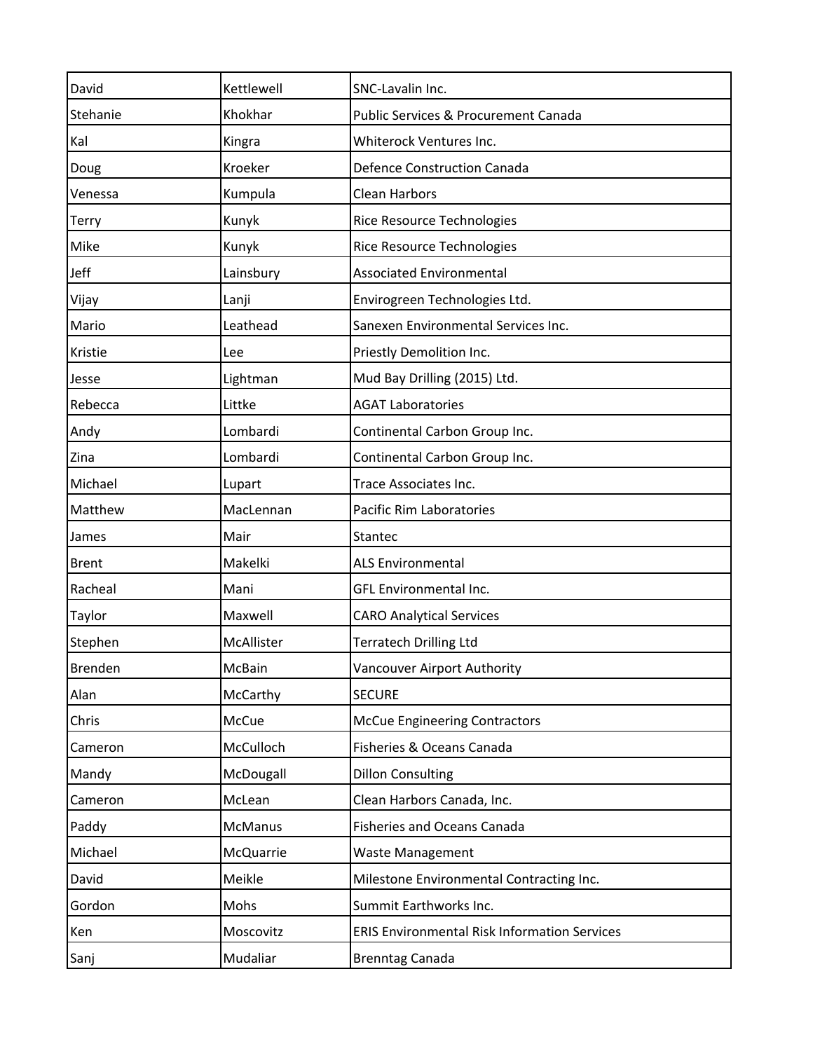| | | |
|---|---|---|
| David | Kettlewell | SNC-Lavalin Inc. |
| Stehanie | Khokhar | Public Services & Procurement Canada |
| Kal | Kingra | Whiterock Ventures Inc. |
| Doug | Kroeker | Defence Construction Canada |
| Venessa | Kumpula | Clean Harbors |
| Terry | Kunyk | Rice Resource Technologies |
| Mike | Kunyk | Rice Resource Technologies |
| Jeff | Lainsbury | Associated Environmental |
| Vijay | Lanji | Envirogreen Technologies Ltd. |
| Mario | Leathead | Sanexen Environmental Services Inc. |
| Kristie | Lee | Priestly Demolition Inc. |
| Jesse | Lightman | Mud Bay Drilling (2015) Ltd. |
| Rebecca | Littke | AGAT Laboratories |
| Andy | Lombardi | Continental Carbon Group Inc. |
| Zina | Lombardi | Continental Carbon Group Inc. |
| Michael | Lupart | Trace Associates Inc. |
| Matthew | MacLennan | Pacific Rim Laboratories |
| James | Mair | Stantec |
| Brent | Makelki | ALS Environmental |
| Racheal | Mani | GFL Environmental Inc. |
| Taylor | Maxwell | CARO Analytical Services |
| Stephen | McAllister | Terratech Drilling Ltd |
| Brenden | McBain | Vancouver Airport Authority |
| Alan | McCarthy | SECURE |
| Chris | McCue | McCue Engineering Contractors |
| Cameron | McCulloch | Fisheries & Oceans Canada |
| Mandy | McDougall | Dillon Consulting |
| Cameron | McLean | Clean Harbors Canada, Inc. |
| Paddy | McManus | Fisheries and Oceans Canada |
| Michael | McQuarrie | Waste Management |
| David | Meikle | Milestone Environmental Contracting Inc. |
| Gordon | Mohs | Summit Earthworks Inc. |
| Ken | Moscovitz | ERIS Environmental Risk Information Services |
| Sanj | Mudaliar | Brenntag Canada |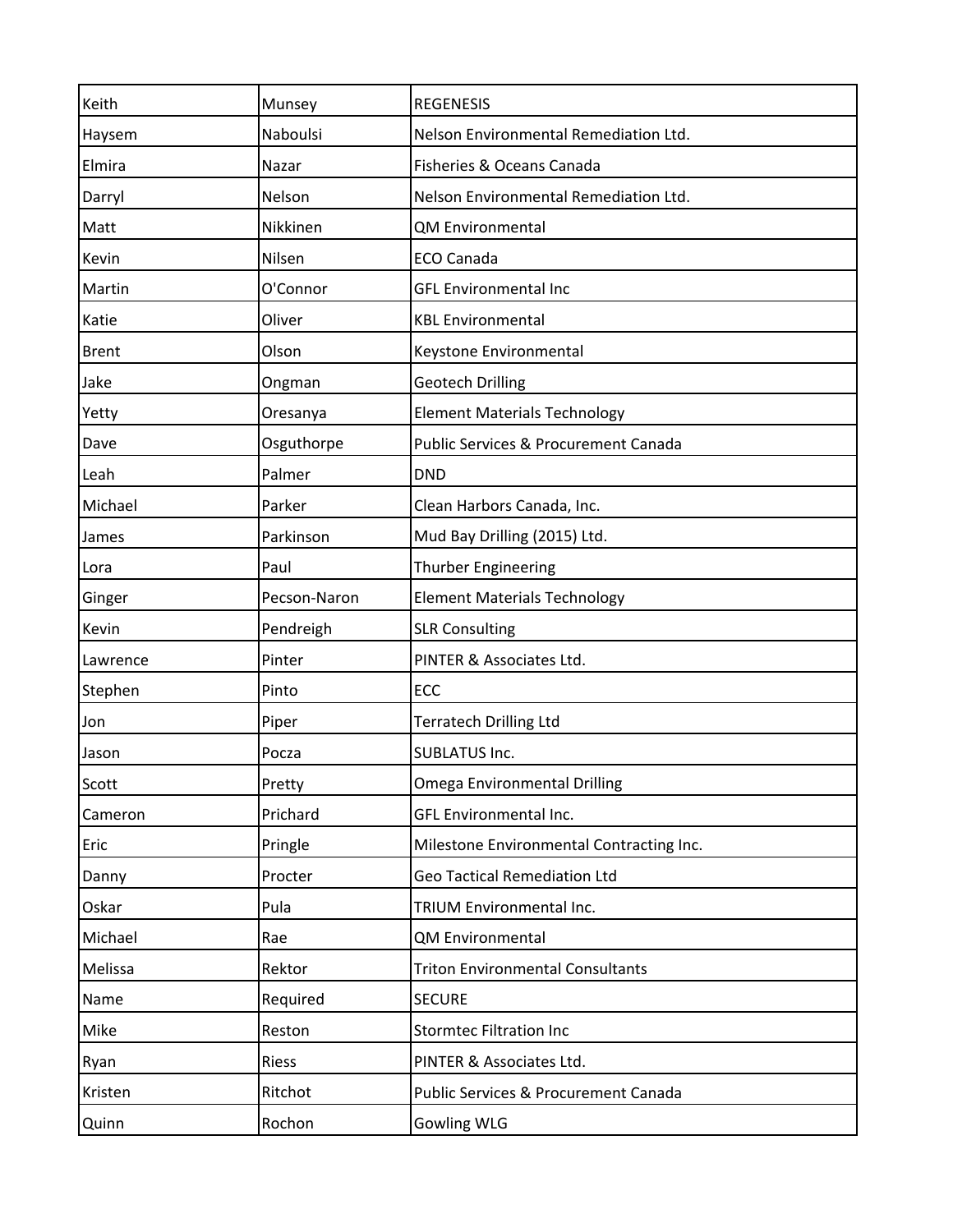| | | |
|---|---|---|
| Keith | Munsey | REGENESIS |
| Haysem | Naboulsi | Nelson Environmental Remediation Ltd. |
| Elmira | Nazar | Fisheries & Oceans Canada |
| Darryl | Nelson | Nelson Environmental Remediation Ltd. |
| Matt | Nikkinen | QM Environmental |
| Kevin | Nilsen | ECO Canada |
| Martin | O'Connor | GFL Environmental Inc |
| Katie | Oliver | KBL Environmental |
| Brent | Olson | Keystone Environmental |
| Jake | Ongman | Geotech Drilling |
| Yetty | Oresanya | Element Materials Technology |
| Dave | Osguthorpe | Public Services & Procurement Canada |
| Leah | Palmer | DND |
| Michael | Parker | Clean Harbors Canada, Inc. |
| James | Parkinson | Mud Bay Drilling (2015) Ltd. |
| Lora | Paul | Thurber Engineering |
| Ginger | Pecson-Naron | Element Materials Technology |
| Kevin | Pendreigh | SLR Consulting |
| Lawrence | Pinter | PINTER & Associates Ltd. |
| Stephen | Pinto | ECC |
| Jon | Piper | Terratech Drilling Ltd |
| Jason | Pocza | SUBLATUS Inc. |
| Scott | Pretty | Omega Environmental Drilling |
| Cameron | Prichard | GFL Environmental Inc. |
| Eric | Pringle | Milestone Environmental Contracting Inc. |
| Danny | Procter | Geo Tactical Remediation Ltd |
| Oskar | Pula | TRIUM Environmental Inc. |
| Michael | Rae | QM Environmental |
| Melissa | Rektor | Triton Environmental Consultants |
| Name | Required | SECURE |
| Mike | Reston | Stormtec Filtration Inc |
| Ryan | Riess | PINTER & Associates Ltd. |
| Kristen | Ritchot | Public Services & Procurement Canada |
| Quinn | Rochon | Gowling WLG |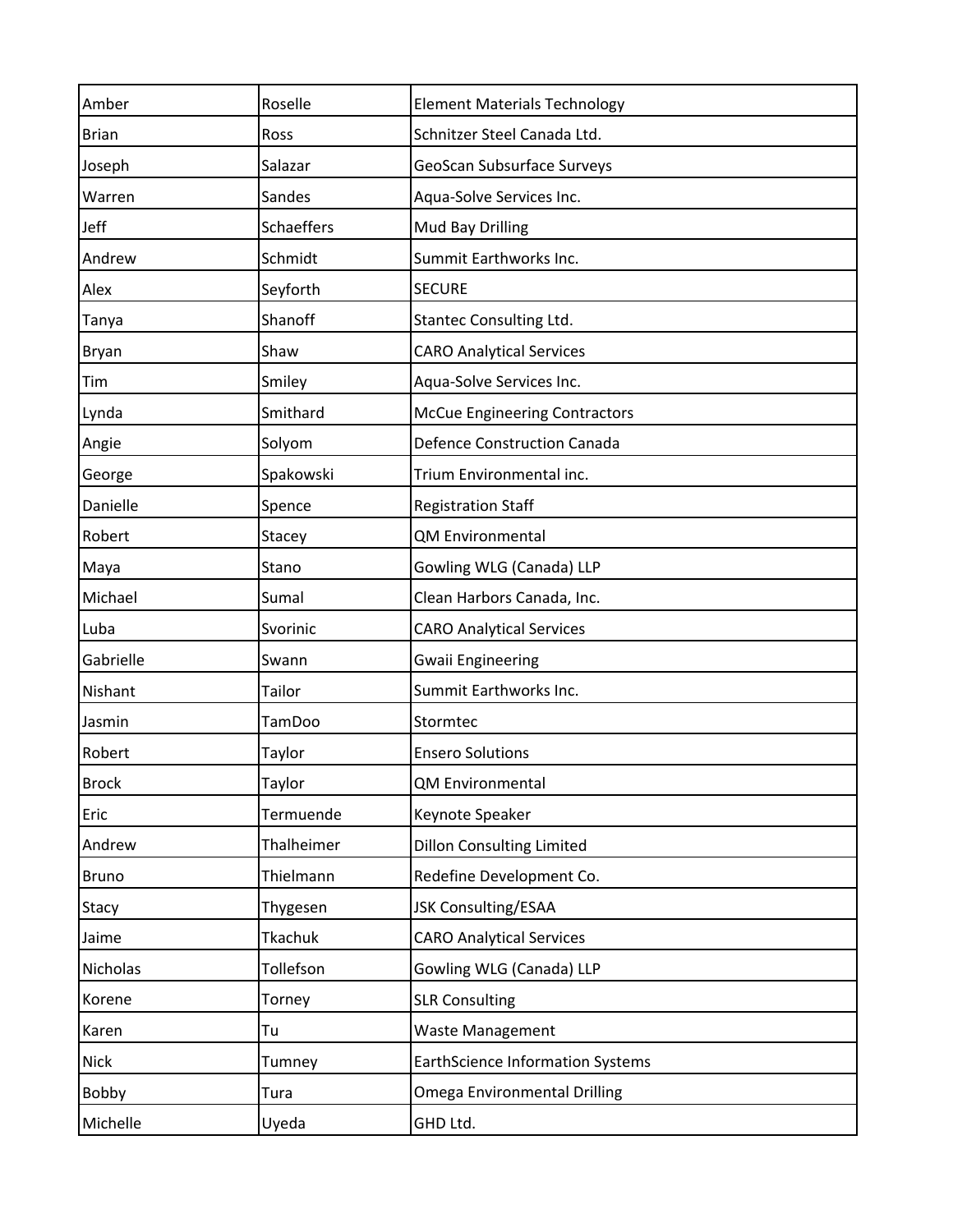| | | |
|---|---|---|
| Amber | Roselle | Element Materials Technology |
| Brian | Ross | Schnitzer Steel Canada Ltd. |
| Joseph | Salazar | GeoScan Subsurface Surveys |
| Warren | Sandes | Aqua-Solve Services Inc. |
| Jeff | Schaeffers | Mud Bay Drilling |
| Andrew | Schmidt | Summit Earthworks Inc. |
| Alex | Seyforth | SECURE |
| Tanya | Shanoff | Stantec Consulting Ltd. |
| Bryan | Shaw | CARO Analytical Services |
| Tim | Smiley | Aqua-Solve Services Inc. |
| Lynda | Smithard | McCue Engineering Contractors |
| Angie | Solyom | Defence Construction Canada |
| George | Spakowski | Trium Environmental inc. |
| Danielle | Spence | Registration Staff |
| Robert | Stacey | QM Environmental |
| Maya | Stano | Gowling WLG (Canada) LLP |
| Michael | Sumal | Clean Harbors Canada, Inc. |
| Luba | Svorinic | CARO Analytical Services |
| Gabrielle | Swann | Gwaii Engineering |
| Nishant | Tailor | Summit Earthworks Inc. |
| Jasmin | TamDoo | Stormtec |
| Robert | Taylor | Ensero Solutions |
| Brock | Taylor | QM Environmental |
| Eric | Termuende | Keynote Speaker |
| Andrew | Thalheimer | Dillon Consulting Limited |
| Bruno | Thielmann | Redefine Development Co. |
| Stacy | Thygesen | JSK Consulting/ESAA |
| Jaime | Tkachuk | CARO Analytical Services |
| Nicholas | Tollefson | Gowling WLG (Canada) LLP |
| Korene | Torney | SLR Consulting |
| Karen | Tu | Waste Management |
| Nick | Tumney | EarthScience Information Systems |
| Bobby | Tura | Omega Environmental Drilling |
| Michelle | Uyeda | GHD Ltd. |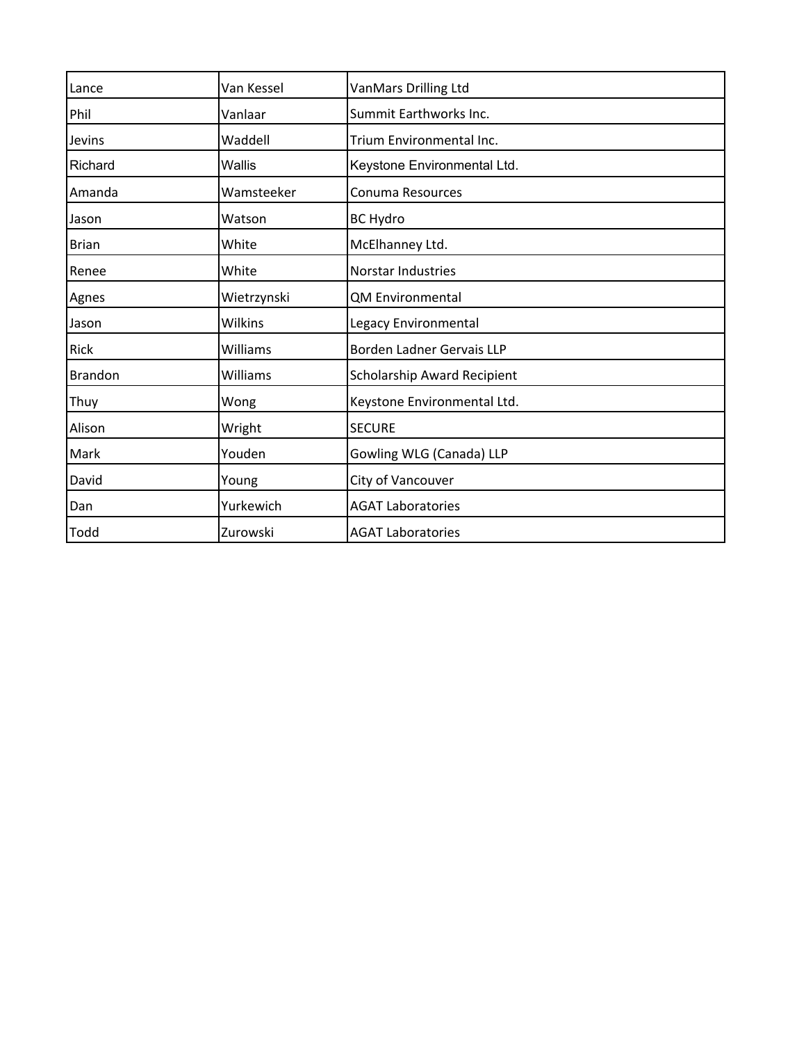| | | |
|---|---|---|
| Lance | Van Kessel | VanMars Drilling Ltd |
| Phil | Vanlaar | Summit Earthworks Inc. |
| Jevins | Waddell | Trium Environmental Inc. |
| Richard | Wallis | Keystone Environmental Ltd. |
| Amanda | Wamsteeker | Conuma Resources |
| Jason | Watson | BC Hydro |
| Brian | White | McElhanney Ltd. |
| Renee | White | Norstar Industries |
| Agnes | Wietrzynski | QM Environmental |
| Jason | Wilkins | Legacy Environmental |
| Rick | Williams | Borden Ladner Gervais LLP |
| Brandon | Williams | Scholarship Award Recipient |
| Thuy | Wong | Keystone Environmental Ltd. |
| Alison | Wright | SECURE |
| Mark | Youden | Gowling WLG (Canada) LLP |
| David | Young | City of Vancouver |
| Dan | Yurkewich | AGAT Laboratories |
| Todd | Zurowski | AGAT Laboratories |